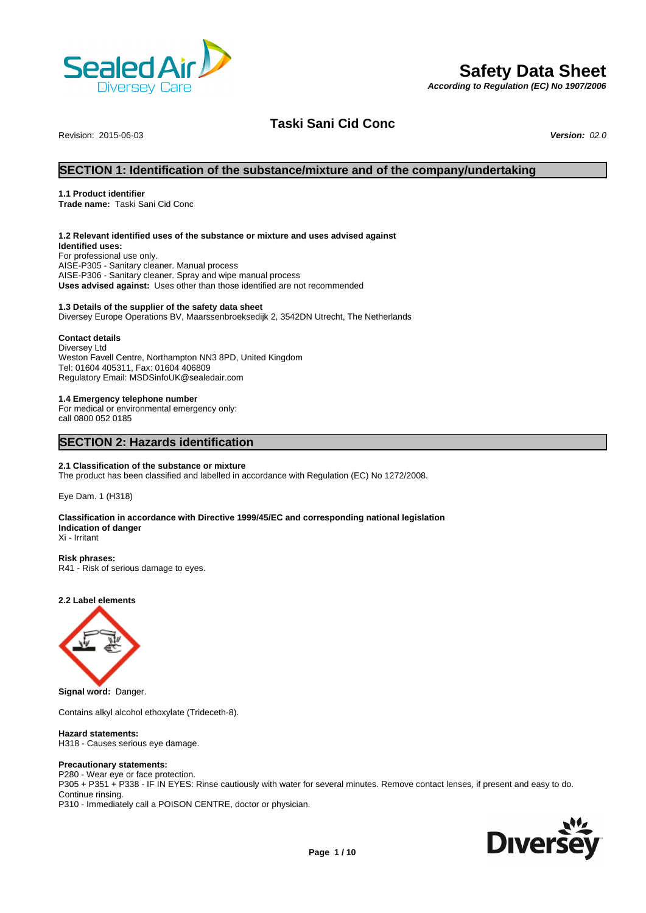# Safety Data Sheet

*According to Regulation (EC) No 1907/2006*

## Taski Sani Cid Conc

Revision: 2015-06-03 ***Version:*** *02.0*

## SECTION 1: Identification of the substance/mixture and of the company/undertaking

**1.1 Product identifier**
**Trade name:** Taski Sani Cid Conc

**1.2 Relevant identified uses of the substance or mixture and uses advised against**
**Identified uses:**
For professional use only.
AISE-P305 - Sanitary cleaner. Manual process
AISE-P306 - Sanitary cleaner. Spray and wipe manual process
**Uses advised against:** Uses other than those identified are not recommended

**1.3 Details of the supplier of the safety data sheet**
Diversey Europe Operations BV, Maarssenbroeksedijk 2, 3542DN Utrecht, The Netherlands

**Contact details**
Diversey Ltd
Weston Favell Centre, Northampton NN3 8PD, United Kingdom
Tel: 01604 405311, Fax: 01604 406809
Regulatory Email: MSDSinfoUK@sealedair.com

**1.4 Emergency telephone number**
For medical or environmental emergency only:
call 0800 052 0185

## SECTION 2: Hazards identification

**2.1 Classification of the substance or mixture**
The product has been classified and labelled in accordance with Regulation (EC) No 1272/2008.

Eye Dam. 1 (H318)

**Classification in accordance with Directive 1999/45/EC and corresponding national legislation**
**Indication of danger**
Xi - Irritant

**Risk phrases:**
R41 - Risk of serious damage to eyes.

**2.2 Label elements**

**Signal word:** Danger.

Contains alkyl alcohol ethoxylate (Trideceth-8).

**Hazard statements:**
H318 - Causes serious eye damage.

**Precautionary statements:**
P280 - Wear eye or face protection.
P305 + P351 + P338 - IF IN EYES: Rinse cautiously with water for several minutes. Remove contact lenses, if present and easy to do. Continue rinsing.
P310 - Immediately call a POISON CENTRE, doctor or physician.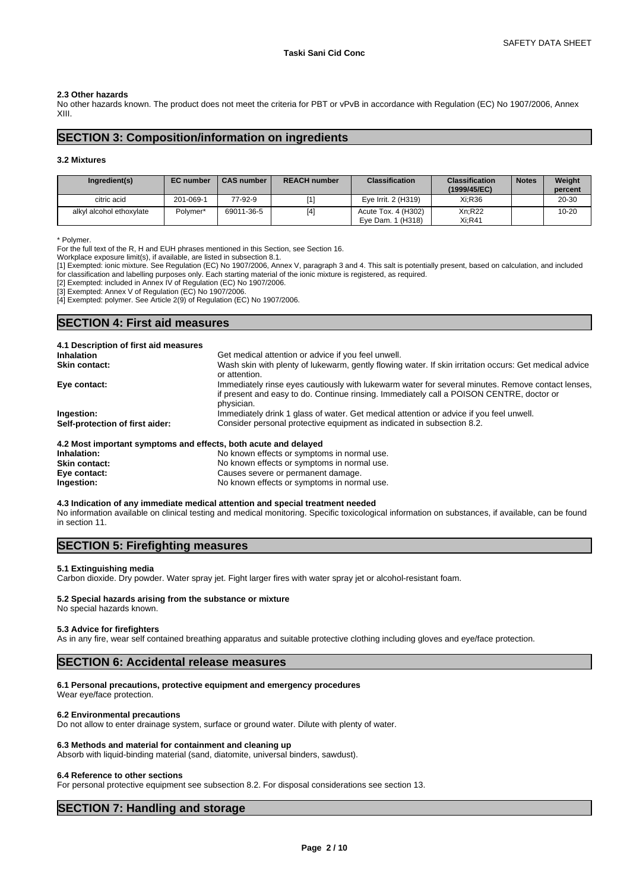### 2.3 Other hazards

No other hazards known. The product does not meet the criteria for PBT or vPvB in accordance with Regulation (EC) No 1907/2006, Annex XIII.

## SECTION 3: Composition/information on ingredients

### 3.2 Mixtures

| Ingredient(s) | EC number | CAS number | REACH number | Classification | Classification (1999/45/EC) | Notes | Weight percent |
|---|---|---|---|---|---|---|---|
| citric acid | 201-069-1 | 77-92-9 | [1] | Eye Irrit. 2 (H319) | Xi;R36 | | 20-30 |
| alkyl alcohol ethoxylate | Polymer* | 69011-36-5 | [4] | Acute Tox. 4 (H302) Eye Dam. 1 (H318) | Xn;R22 Xi;R41 | | 10-20 |

\* Polymer.

For the full text of the R, H and EUH phrases mentioned in this Section, see Section 16.

Workplace exposure limit(s), if available, are listed in subsection 8.1.

[1] Exempted: ionic mixture. See Regulation (EC) No 1907/2006, Annex V, paragraph 3 and 4. This salt is potentially present, based on calculation, and included for classification and labelling purposes only. Each starting material of the ionic mixture is registered, as required.

[2] Exempted: included in Annex IV of Regulation (EC) No 1907/2006.

[3] Exempted: Annex V of Regulation (EC) No 1907/2006.

[4] Exempted: polymer. See Article 2(9) of Regulation (EC) No 1907/2006.

## SECTION 4: First aid measures

### 4.1 Description of first aid measures

**Inhalation**: Get medical attention or advice if you feel unwell.

**Skin contact:** Wash skin with plenty of lukewarm, gently flowing water. If skin irritation occurs: Get medical advice or attention.

**Eye contact:** Immediately rinse eyes cautiously with lukewarm water for several minutes. Remove contact lenses, if present and easy to do. Continue rinsing. Immediately call a POISON CENTRE, doctor or physician.

**Ingestion:** Immediately drink 1 glass of water. Get medical attention or advice if you feel unwell.

**Self-protection of first aider:** Consider personal protective equipment as indicated in subsection 8.2.

### 4.2 Most important symptoms and effects, both acute and delayed

**Inhalation:** No known effects or symptoms in normal use.

**Skin contact:** No known effects or symptoms in normal use.

**Eye contact:** Causes severe or permanent damage.

**Ingestion:** No known effects or symptoms in normal use.

### 4.3 Indication of any immediate medical attention and special treatment needed

No information available on clinical testing and medical monitoring. Specific toxicological information on substances, if available, can be found in section 11.

## SECTION 5: Firefighting measures

### 5.1 Extinguishing media

Carbon dioxide. Dry powder. Water spray jet. Fight larger fires with water spray jet or alcohol-resistant foam.

### 5.2 Special hazards arising from the substance or mixture

No special hazards known.

### 5.3 Advice for firefighters

As in any fire, wear self contained breathing apparatus and suitable protective clothing including gloves and eye/face protection.

## SECTION 6: Accidental release measures

### 6.1 Personal precautions, protective equipment and emergency procedures

Wear eye/face protection.

### 6.2 Environmental precautions

Do not allow to enter drainage system, surface or ground water. Dilute with plenty of water.

### 6.3 Methods and material for containment and cleaning up

Absorb with liquid-binding material (sand, diatomite, universal binders, sawdust).

### 6.4 Reference to other sections

For personal protective equipment see subsection 8.2. For disposal considerations see section 13.

## SECTION 7: Handling and storage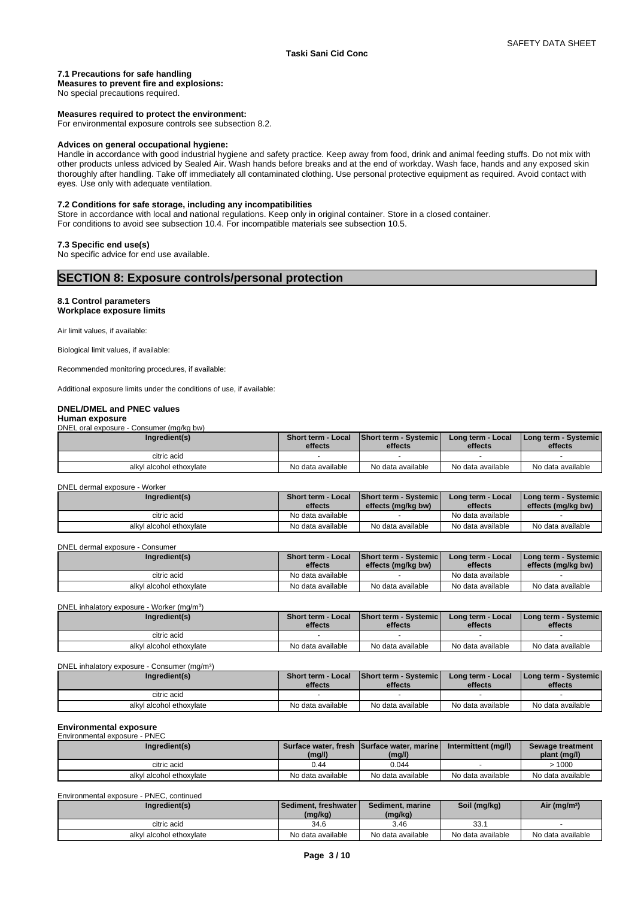### 7.1 Precautions for safe handling

**Measures to prevent fire and explosions:**
No special precautions required.

**Measures required to protect the environment:**
For environmental exposure controls see subsection 8.2.

**Advices on general occupational hygiene:**
Handle in accordance with good industrial hygiene and safety practice. Keep away from food, drink and animal feeding stuffs. Do not mix with other products unless adviced by Sealed Air. Wash hands before breaks and at the end of workday. Wash face, hands and any exposed skin thoroughly after handling. Take off immediately all contaminated clothing. Use personal protective equipment as required. Avoid contact with eyes. Use only with adequate ventilation.

### 7.2 Conditions for safe storage, including any incompatibilities

Store in accordance with local and national regulations. Keep only in original container. Store in a closed container.
For conditions to avoid see subsection 10.4. For incompatible materials see subsection 10.5.

### 7.3 Specific end use(s)

No specific advice for end use available.

## SECTION 8: Exposure controls/personal protection

### 8.1 Control parameters

**Workplace exposure limits**

Air limit values, if available:

Biological limit values, if available:

Recommended monitoring procedures, if available:

Additional exposure limits under the conditions of use, if available:

### DNEL/DMEL and PNEC values

**Human exposure**

DNEL oral exposure - Consumer (mg/kg bw)

| Ingredient(s) | Short term - Local effects | Short term - Systemic effects | Long term - Local effects | Long term - Systemic effects |
|---|---|---|---|---|
| citric acid | - | - | - | - |
| alkyl alcohol ethoxylate | No data available | No data available | No data available | No data available |

DNEL dermal exposure - Worker

| Ingredient(s) | Short term - Local effects | Short term - Systemic effects (mg/kg bw) | Long term - Local effects | Long term - Systemic effects (mg/kg bw) |
|---|---|---|---|---|
| citric acid | No data available | - | No data available | - |
| alkyl alcohol ethoxylate | No data available | No data available | No data available | No data available |

DNEL dermal exposure - Consumer

| Ingredient(s) | Short term - Local effects | Short term - Systemic effects (mg/kg bw) | Long term - Local effects | Long term - Systemic effects (mg/kg bw) |
|---|---|---|---|---|
| citric acid | No data available | - | No data available | - |
| alkyl alcohol ethoxylate | No data available | No data available | No data available | No data available |

DNEL inhalatory exposure - Worker (mg/m³)

| Ingredient(s) | Short term - Local effects | Short term - Systemic effects | Long term - Local effects | Long term - Systemic effects |
|---|---|---|---|---|
| citric acid | - | - | - | - |
| alkyl alcohol ethoxylate | No data available | No data available | No data available | No data available |

DNEL inhalatory exposure - Consumer (mg/m³)

| Ingredient(s) | Short term - Local effects | Short term - Systemic effects | Long term - Local effects | Long term - Systemic effects |
|---|---|---|---|---|
| citric acid | - | - | - | - |
| alkyl alcohol ethoxylate | No data available | No data available | No data available | No data available |

**Environmental exposure**

Environmental exposure - PNEC

| Ingredient(s) | Surface water, fresh (mg/l) | Surface water, marine (mg/l) | Intermittent (mg/l) | Sewage treatment plant (mg/l) |
|---|---|---|---|---|
| citric acid | 0.44 | 0.044 | - | > 1000 |
| alkyl alcohol ethoxylate | No data available | No data available | No data available | No data available |

Environmental exposure - PNEC, continued

| Ingredient(s) | Sediment, freshwater (mg/kg) | Sediment, marine (mg/kg) | Soil (mg/kg) | Air (mg/m³) |
|---|---|---|---|---|
| citric acid | 34.6 | 3.46 | 33.1 | - |
| alkyl alcohol ethoxylate | No data available | No data available | No data available | No data available |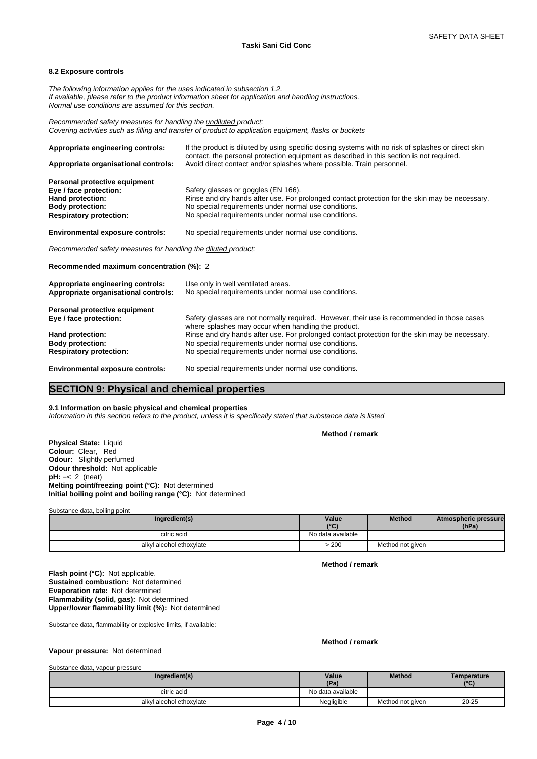#### 8.2 Exposure controls

*The following information applies for the uses indicated in subsection 1.2.*
*If available, please refer to the product information sheet for application and handling instructions.*
*Normal use conditions are assumed for this section.*

*Recommended safety measures for handling the undiluted product:*
*Covering activities such as filling and transfer of product to application equipment, flasks or buckets*

**Appropriate engineering controls:** If the product is diluted by using specific dosing systems with no risk of splashes or direct skin contact, the personal protection equipment as described in this section is not required.
**Appropriate organisational controls:** Avoid direct contact and/or splashes where possible. Train personnel.

**Personal protective equipment**
**Eye / face protection:** Safety glasses or goggles (EN 166).
**Hand protection:** Rinse and dry hands after use. For prolonged contact protection for the skin may be necessary.
**Body protection:** No special requirements under normal use conditions.
**Respiratory protection:** No special requirements under normal use conditions.

**Environmental exposure controls:** No special requirements under normal use conditions.

*Recommended safety measures for handling the diluted product:*

**Recommended maximum concentration (%):** 2

**Appropriate engineering controls:** Use only in well ventilated areas.
**Appropriate organisational controls:** No special requirements under normal use conditions.

**Personal protective equipment**
**Eye / face protection:** Safety glasses are not normally required. However, their use is recommended in those cases where splashes may occur when handling the product.
**Hand protection:** Rinse and dry hands after use. For prolonged contact protection for the skin may be necessary.
**Body protection:** No special requirements under normal use conditions.
**Respiratory protection:** No special requirements under normal use conditions.

**Environmental exposure controls:** No special requirements under normal use conditions.

## SECTION 9: Physical and chemical properties

#### 9.1 Information on basic physical and chemical properties

*Information in this section refers to the product, unless it is specifically stated that substance data is listed*

**Method / remark**

**Physical State:** Liquid
**Colour:** Clear, Red
**Odour:** Slightly perfumed
**Odour threshold:** Not applicable
**pH:** =< 2 (neat)
**Melting point/freezing point (°C):** Not determined
**Initial boiling point and boiling range (°C):** Not determined

Substance data, boiling point

| Ingredient(s) | Value (°C) | Method | Atmospheric pressure (hPa) |
|---|---|---|---|
| citric acid | No data available | | |
| alkyl alcohol ethoxylate | > 200 | Method not given | |

**Method / remark**

**Flash point (°C):** Not applicable.
**Sustained combustion:** Not determined
**Evaporation rate:** Not determined
**Flammability (solid, gas):** Not determined
**Upper/lower flammability limit (%):** Not determined

Substance data, flammability or explosive limits, if available:

**Method / remark**

**Vapour pressure:** Not determined

Substance data, vapour pressure

| Ingredient(s) | Value (Pa) | Method | Temperature (°C) |
|---|---|---|---|
| citric acid | No data available | | |
| alkyl alcohol ethoxylate | Negligible | Method not given | 20-25 |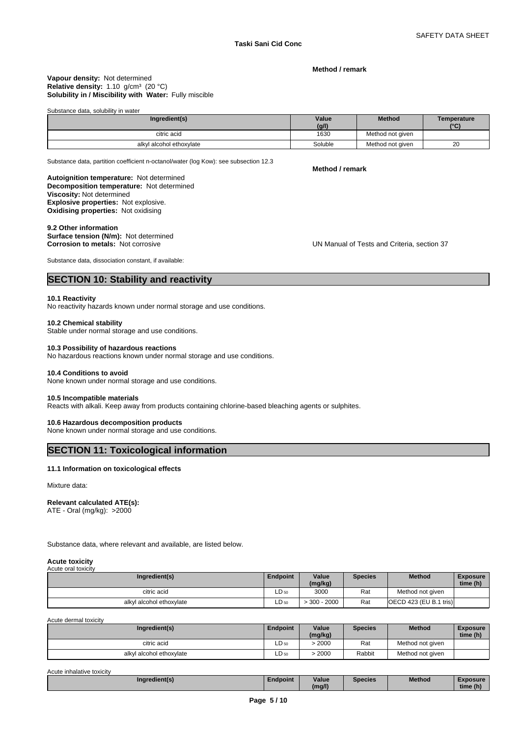**Method / remark**

**Vapour density:** Not determined
**Relative density:** 1.10 g/cm³ (20 °C)
**Solubility in / Miscibility with Water:** Fully miscible

Substance data, solubility in water

| Ingredient(s) | Value (g/l) | Method | Temperature (°C) |
|---|---|---|---|
| citric acid | 1630 | Method not given | |
| alkyl alcohol ethoxylate | Soluble | Method not given | 20 |

Substance data, partition coefficient n-octanol/water (log Kow): see subsection 12.3

**Method / remark**

**Autoignition temperature:** Not determined
**Decomposition temperature:** Not determined
**Viscosity:** Not determined
**Explosive properties:** Not explosive.
**Oxidising properties:** Not oxidising

**9.2 Other information**
**Surface tension (N/m):** Not determined
**Corrosion to metals:** Not corrosive — UN Manual of Tests and Criteria, section 37

Substance data, dissociation constant, if available:

## SECTION 10: Stability and reactivity

**10.1 Reactivity**
No reactivity hazards known under normal storage and use conditions.

**10.2 Chemical stability**
Stable under normal storage and use conditions.

**10.3 Possibility of hazardous reactions**
No hazardous reactions known under normal storage and use conditions.

**10.4 Conditions to avoid**
None known under normal storage and use conditions.

**10.5 Incompatible materials**
Reacts with alkali. Keep away from products containing chlorine-based bleaching agents or sulphites.

**10.6 Hazardous decomposition products**
None known under normal storage and use conditions.

## SECTION 11: Toxicological information

**11.1 Information on toxicological effects**

Mixture data:

**Relevant calculated ATE(s):**
ATE - Oral (mg/kg): >2000

Substance data, where relevant and available, are listed below.

**Acute toxicity**
Acute oral toxicity

| Ingredient(s) | Endpoint | Value (mg/kg) | Species | Method | Exposure time (h) |
|---|---|---|---|---|---|
| citric acid | $LD_{50}$ | 3000 | Rat | Method not given | |
| alkyl alcohol ethoxylate | $LD_{50}$ | > 300 - 2000 | Rat | OECD 423 (EU B.1 tris) | |

Acute dermal toxicity

| Ingredient(s) | Endpoint | Value (mg/kg) | Species | Method | Exposure time (h) |
|---|---|---|---|---|---|
| citric acid | $LD_{50}$ | > 2000 | Rat | Method not given | |
| alkyl alcohol ethoxylate | $LD_{50}$ | > 2000 | Rabbit | Method not given | |

Acute inhalative toxicity

| Ingredient(s) | Endpoint | Value (mg/l) | Species | Method | Exposure time (h) |
|---|---|---|---|---|---|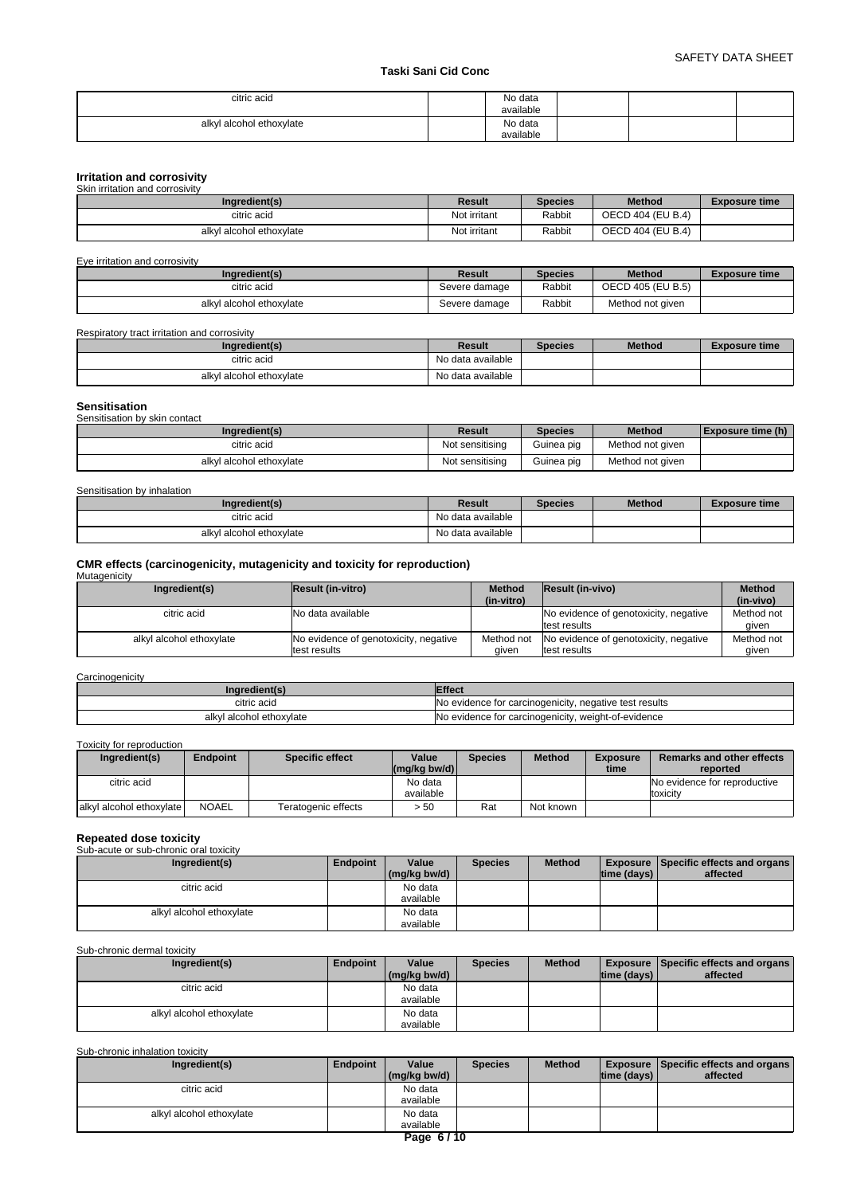| citric acid | | No data available | | | |
|---|---|---|---|---|---|
| alkyl alcohol ethoxylate | | No data available | | | |

## Irritation and corrosivity

Skin irritation and corrosivity

| Ingredient(s) | Result | Species | Method | Exposure time |
|---|---|---|---|---|
| citric acid | Not irritant | Rabbit | OECD 404 (EU B.4) | |
| alkyl alcohol ethoxylate | Not irritant | Rabbit | OECD 404 (EU B.4) | |

Eye irritation and corrosivity

| Ingredient(s) | Result | Species | Method | Exposure time |
|---|---|---|---|---|
| citric acid | Severe damage | Rabbit | OECD 405 (EU B.5) | |
| alkyl alcohol ethoxylate | Severe damage | Rabbit | Method not given | |

Respiratory tract irritation and corrosivity

| Ingredient(s) | Result | Species | Method | Exposure time |
|---|---|---|---|---|
| citric acid | No data available | | | |
| alkyl alcohol ethoxylate | No data available | | | |

## Sensitisation

Sensitisation by skin contact

| Ingredient(s) | Result | Species | Method | Exposure time (h) |
|---|---|---|---|---|
| citric acid | Not sensitising | Guinea pig | Method not given | |
| alkyl alcohol ethoxylate | Not sensitising | Guinea pig | Method not given | |

Sensitisation by inhalation

| Ingredient(s) | Result | Species | Method | Exposure time |
|---|---|---|---|---|
| citric acid | No data available | | | |
| alkyl alcohol ethoxylate | No data available | | | |

## CMR effects (carcinogenicity, mutagenicity and toxicity for reproduction)

Mutagenicity

| Ingredient(s) | Result (in-vitro) | Method (in-vitro) | Result (in-vivo) | Method (in-vivo) |
|---|---|---|---|---|
| citric acid | No data available | | No evidence of genotoxicity, negative test results | Method not given |
| alkyl alcohol ethoxylate | No evidence of genotoxicity, negative test results | Method not given | No evidence of genotoxicity, negative test results | Method not given |

Carcinogenicity

| Ingredient(s) | Effect |
|---|---|
| citric acid | No evidence for carcinogenicity, negative test results |
| alkyl alcohol ethoxylate | No evidence for carcinogenicity, weight-of-evidence |

Toxicity for reproduction

| Ingredient(s) | Endpoint | Specific effect | Value (mg/kg bw/d) | Species | Method | Exposure time | Remarks and other effects reported |
|---|---|---|---|---|---|---|---|
| citric acid | | | No data available | | | | No evidence for reproductive toxicity |
| alkyl alcohol ethoxylate | NOAEL | Teratogenic effects | > 50 | Rat | Not known | | |

## Repeated dose toxicity

Sub-acute or sub-chronic oral toxicity

| Ingredient(s) | Endpoint | Value (mg/kg bw/d) | Species | Method | Exposure time (days) | Specific effects and organs affected |
|---|---|---|---|---|---|---|
| citric acid | | No data available | | | | |
| alkyl alcohol ethoxylate | | No data available | | | | |

Sub-chronic dermal toxicity

| Ingredient(s) | Endpoint | Value (mg/kg bw/d) | Species | Method | Exposure time (days) | Specific effects and organs affected |
|---|---|---|---|---|---|---|
| citric acid | | No data available | | | | |
| alkyl alcohol ethoxylate | | No data available | | | | |

Sub-chronic inhalation toxicity

| Ingredient(s) | Endpoint | Value (mg/kg bw/d) | Species | Method | Exposure time (days) | Specific effects and organs affected |
|---|---|---|---|---|---|---|
| citric acid | | No data available | | | | |
| alkyl alcohol ethoxylate | | No data available | | | | |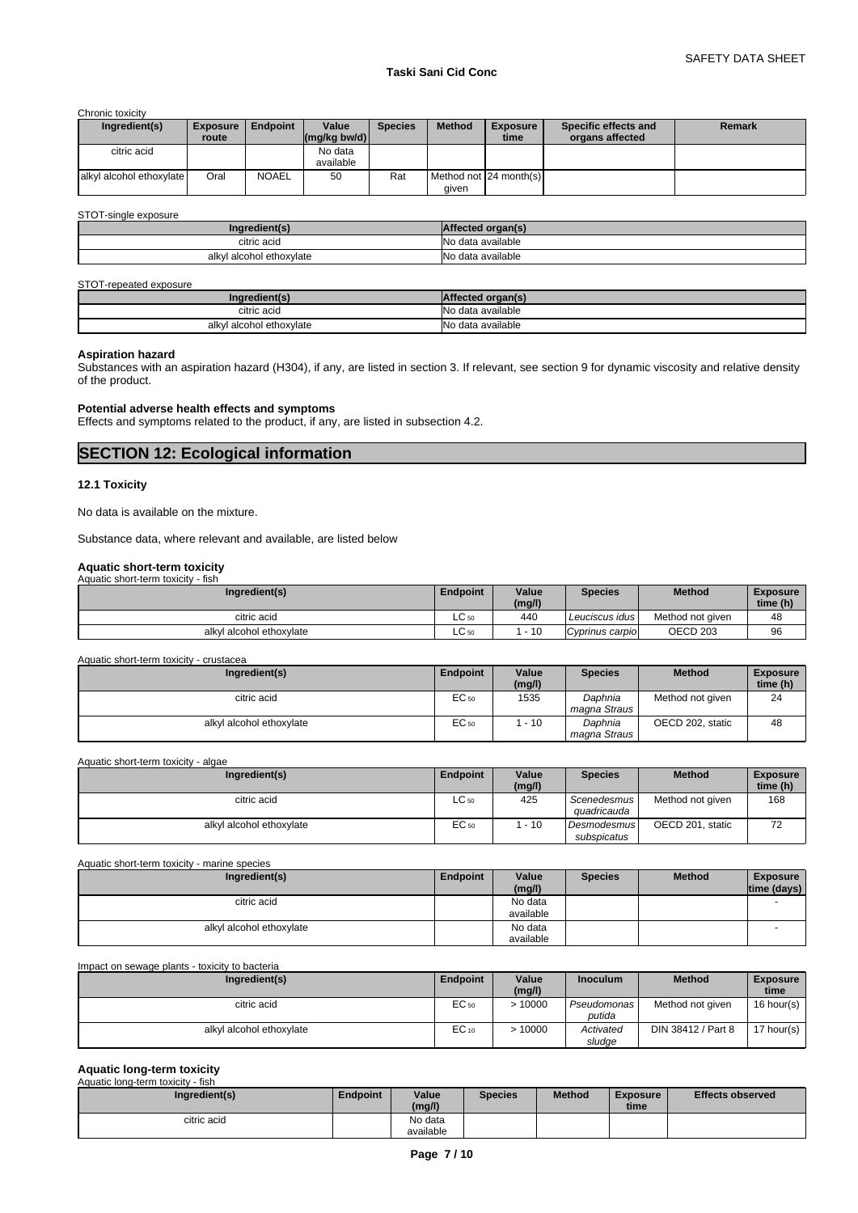Chronic toxicity

| Ingredient(s) | Exposure route | Endpoint | Value (mg/kg bw/d) | Species | Method | Exposure time | Specific effects and organs affected | Remark |
|---|---|---|---|---|---|---|---|---|
| citric acid | | | No data available | | | | | |
| alkyl alcohol ethoxylate | Oral | NOAEL | 50 | Rat | Method not given | 24 month(s) | | |

STOT-single exposure

| Ingredient(s) | Affected organ(s) |
|---|---|
| citric acid | No data available |
| alkyl alcohol ethoxylate | No data available |

STOT-repeated exposure

| Ingredient(s) | Affected organ(s) |
|---|---|
| citric acid | No data available |
| alkyl alcohol ethoxylate | No data available |

**Aspiration hazard**

Substances with an aspiration hazard (H304), if any, are listed in section 3. If relevant, see section 9 for dynamic viscosity and relative density of the product.

**Potential adverse health effects and symptoms**

Effects and symptoms related to the product, if any, are listed in subsection 4.2.

## SECTION 12: Ecological information

### 12.1 Toxicity

No data is available on the mixture.

Substance data, where relevant and available, are listed below

**Aquatic short-term toxicity**

Aquatic short-term toxicity - fish

| Ingredient(s) | Endpoint | Value (mg/l) | Species | Method | Exposure time (h) |
|---|---|---|---|---|---|
| citric acid | $LC_{50}$ | 440 | *Leuciscus idus* | Method not given | 48 |
| alkyl alcohol ethoxylate | $LC_{50}$ | 1 - 10 | *Cyprinus carpio* | OECD 203 | 96 |

Aquatic short-term toxicity - crustacea

| Ingredient(s) | Endpoint | Value (mg/l) | Species | Method | Exposure time (h) |
|---|---|---|---|---|---|
| citric acid | $EC_{50}$ | 1535 | *Daphnia magna Straus* | Method not given | 24 |
| alkyl alcohol ethoxylate | $EC_{50}$ | 1 - 10 | *Daphnia magna Straus* | OECD 202, static | 48 |

Aquatic short-term toxicity - algae

| Ingredient(s) | Endpoint | Value (mg/l) | Species | Method | Exposure time (h) |
|---|---|---|---|---|---|
| citric acid | $LC_{50}$ | 425 | *Scenedesmus quadricauda* | Method not given | 168 |
| alkyl alcohol ethoxylate | $EC_{50}$ | 1 - 10 | *Desmodesmus subspicatus* | OECD 201, static | 72 |

Aquatic short-term toxicity - marine species

| Ingredient(s) | Endpoint | Value (mg/l) | Species | Method | Exposure time (days) |
|---|---|---|---|---|---|
| citric acid | | No data available | | | - |
| alkyl alcohol ethoxylate | | No data available | | | - |

Impact on sewage plants - toxicity to bacteria

| Ingredient(s) | Endpoint | Value (mg/l) | Inoculum | Method | Exposure time |
|---|---|---|---|---|---|
| citric acid | $EC_{50}$ | > 10000 | *Pseudomonas putida* | Method not given | 16 hour(s) |
| alkyl alcohol ethoxylate | $EC_{10}$ | > 10000 | *Activated sludge* | DIN 38412 / Part 8 | 17 hour(s) |

**Aquatic long-term toxicity**

Aquatic long-term toxicity - fish

| Ingredient(s) | Endpoint | Value (mg/l) | Species | Method | Exposure time | Effects observed |
|---|---|---|---|---|---|---|
| citric acid | | No data available | | | | |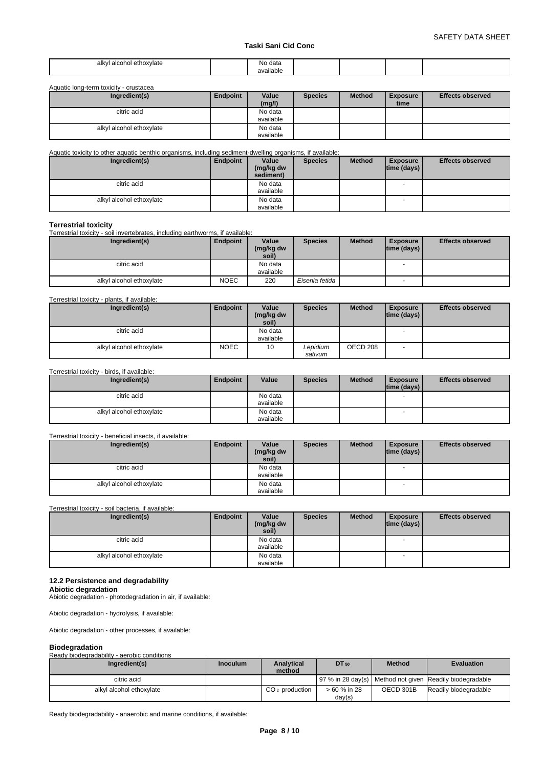| alkyl alcohol ethoxylate | | No data available | | | | |
|---|---|---|---|---|---|---|

Aquatic long-term toxicity - crustacea

| Ingredient(s) | Endpoint | Value (mg/l) | Species | Method | Exposure time | Effects observed |
|---|---|---|---|---|---|---|
| citric acid | | No data available | | | | |
| alkyl alcohol ethoxylate | | No data available | | | | |

Aquatic toxicity to other aquatic benthic organisms, including sediment-dwelling organisms, if available:

| Ingredient(s) | Endpoint | Value (mg/kg dw sediment) | Species | Method | Exposure time (days) | Effects observed |
|---|---|---|---|---|---|---|
| citric acid | | No data available | | | - | |
| alkyl alcohol ethoxylate | | No data available | | | - | |

**Terrestrial toxicity**

Terrestrial toxicity - soil invertebrates, including earthworms, if available:

| Ingredient(s) | Endpoint | Value (mg/kg dw soil) | Species | Method | Exposure time (days) | Effects observed |
|---|---|---|---|---|---|---|
| citric acid | | No data available | | | - | |
| alkyl alcohol ethoxylate | NOEC | 220 | *Eisenia fetida* | | - | |

Terrestrial toxicity - plants, if available:

| Ingredient(s) | Endpoint | Value (mg/kg dw soil) | Species | Method | Exposure time (days) | Effects observed |
|---|---|---|---|---|---|---|
| citric acid | | No data available | | | - | |
| alkyl alcohol ethoxylate | NOEC | 10 | *Lepidium sativum* | OECD 208 | - | |

Terrestrial toxicity - birds, if available:

| Ingredient(s) | Endpoint | Value | Species | Method | Exposure time (days) | Effects observed |
|---|---|---|---|---|---|---|
| citric acid | | No data available | | | - | |
| alkyl alcohol ethoxylate | | No data available | | | - | |

Terrestrial toxicity - beneficial insects, if available:

| Ingredient(s) | Endpoint | Value (mg/kg dw soil) | Species | Method | Exposure time (days) | Effects observed |
|---|---|---|---|---|---|---|
| citric acid | | No data available | | | - | |
| alkyl alcohol ethoxylate | | No data available | | | - | |

Terrestrial toxicity - soil bacteria, if available:

| Ingredient(s) | Endpoint | Value (mg/kg dw soil) | Species | Method | Exposure time (days) | Effects observed |
|---|---|---|---|---|---|---|
| citric acid | | No data available | | | - | |
| alkyl alcohol ethoxylate | | No data available | | | - | |

### 12.2 Persistence and degradability

**Abiotic degradation**

Abiotic degradation - photodegradation in air, if available:

Abiotic degradation - hydrolysis, if available:

Abiotic degradation - other processes, if available:

**Biodegradation**

Ready biodegradability - aerobic conditions

| Ingredient(s) | Inoculum | Analytical method | $DT_{50}$ | Method | Evaluation |
|---|---|---|---|---|---|
| citric acid | | | 97 % in 28 day(s) | Method not given | Readily biodegradable |
| alkyl alcohol ethoxylate | | $CO_2$ production | > 60 % in 28 day(s) | OECD 301B | Readily biodegradable |

Ready biodegradability - anaerobic and marine conditions, if available: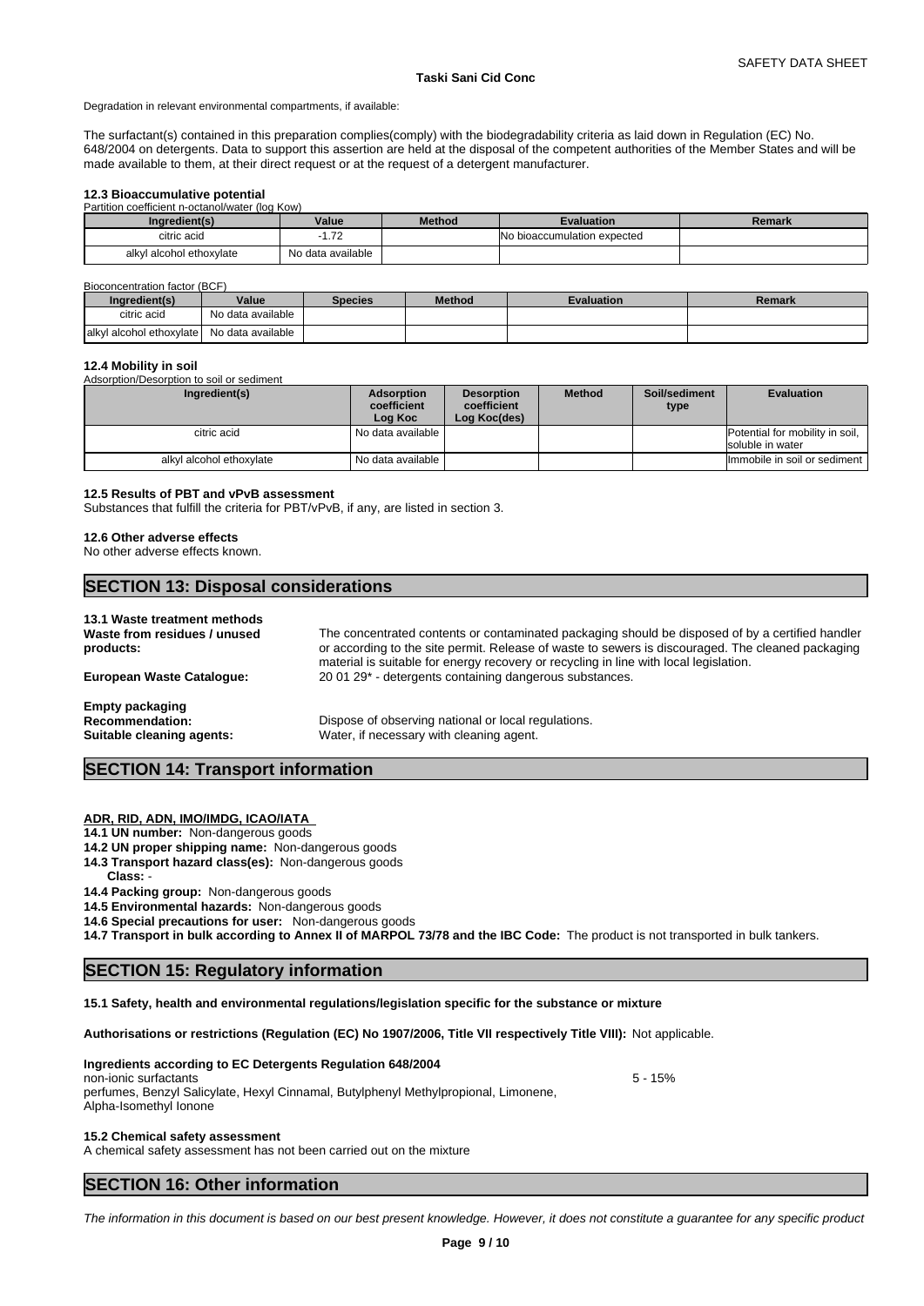Degradation in relevant environmental compartments, if available:

The surfactant(s) contained in this preparation complies(comply) with the biodegradability criteria as laid down in Regulation (EC) No. 648/2004 on detergents. Data to support this assertion are held at the disposal of the competent authorities of the Member States and will be made available to them, at their direct request or at the request of a detergent manufacturer.

### 12.3 Bioaccumulative potential

Partition coefficient n-octanol/water (log Kow)

| Ingredient(s) | Value | Method | Evaluation | Remark |
|---|---|---|---|---|
| citric acid | -1.72 | | No bioaccumulation expected | |
| alkyl alcohol ethoxylate | No data available | | | |

Bioconcentration factor (BCF)

| Ingredient(s) | Value | Species | Method | Evaluation | Remark |
|---|---|---|---|---|---|
| citric acid | No data available | | | | |
| alkyl alcohol ethoxylate | No data available | | | | |

### 12.4 Mobility in soil

Adsorption/Desorption to soil or sediment

| Ingredient(s) | Adsorption coefficient Log Koc | Desorption coefficient Log Koc(des) | Method | Soil/sediment type | Evaluation |
|---|---|---|---|---|---|
| citric acid | No data available | | | | Potential for mobility in soil, soluble in water |
| alkyl alcohol ethoxylate | No data available | | | | Immobile in soil or sediment |

### 12.5 Results of PBT and vPvB assessment

Substances that fulfill the criteria for PBT/vPvB, if any, are listed in section 3.

### 12.6 Other adverse effects

No other adverse effects known.

## SECTION 13: Disposal considerations

### 13.1 Waste treatment methods

**Waste from residues / unused products:** The concentrated contents or contaminated packaging should be disposed of by a certified handler or according to the site permit. Release of waste to sewers is discouraged. The cleaned packaging material is suitable for energy recovery or recycling in line with local legislation.

**European Waste Catalogue:** 20 01 29* - detergents containing dangerous substances.

**Empty packaging**

**Recommendation:** Dispose of observing national or local regulations.

**Suitable cleaning agents:** Water, if necessary with cleaning agent.

## SECTION 14: Transport information

**ADR, RID, ADN, IMO/IMDG, ICAO/IATA**

**14.1 UN number:** Non-dangerous goods

**14.2 UN proper shipping name:** Non-dangerous goods

**14.3 Transport hazard class(es):** Non-dangerous goods

**Class:** -

**14.4 Packing group:** Non-dangerous goods

**14.5 Environmental hazards:** Non-dangerous goods

**14.6 Special precautions for user:** Non-dangerous goods

**14.7 Transport in bulk according to Annex II of MARPOL 73/78 and the IBC Code:** The product is not transported in bulk tankers.

## SECTION 15: Regulatory information

**15.1 Safety, health and environmental regulations/legislation specific for the substance or mixture**

**Authorisations or restrictions (Regulation (EC) No 1907/2006, Title VII respectively Title VIII):** Not applicable.

**Ingredients according to EC Detergents Regulation 648/2004**

non-ionic surfactants 5 - 15%

perfumes, Benzyl Salicylate, Hexyl Cinnamal, Butylphenyl Methylpropional, Limonene, Alpha-Isomethyl Ionone

### 15.2 Chemical safety assessment

A chemical safety assessment has not been carried out on the mixture

## SECTION 16: Other information

*The information in this document is based on our best present knowledge. However, it does not constitute a guarantee for any specific product*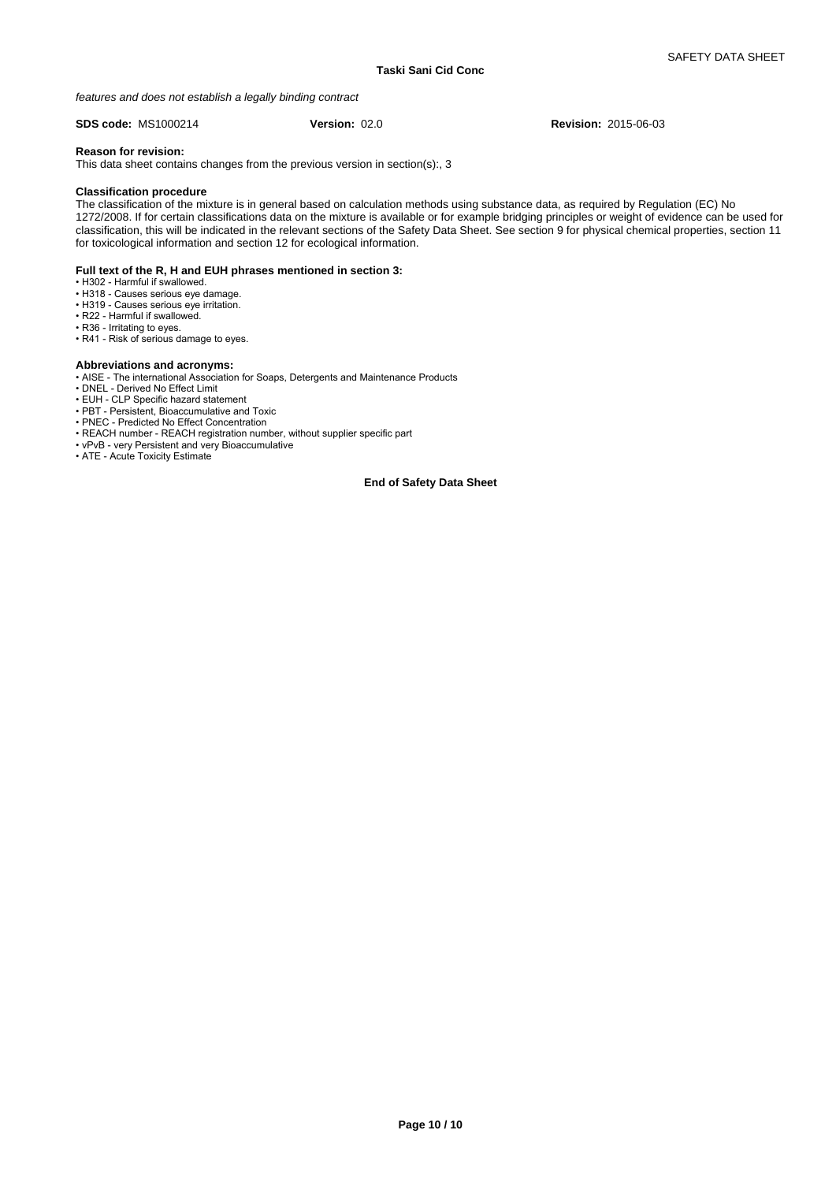*features and does not establish a legally binding contract*

**SDS code:** MS1000214 **Version:** 02.0 **Revision:** 2015-06-03

**Reason for revision:**
This data sheet contains changes from the previous version in section(s):, 3

**Classification procedure**
The classification of the mixture is in general based on calculation methods using substance data, as required by Regulation (EC) No 1272/2008. If for certain classifications data on the mixture is available or for example bridging principles or weight of evidence can be used for classification, this will be indicated in the relevant sections of the Safety Data Sheet. See section 9 for physical chemical properties, section 11 for toxicological information and section 12 for ecological information.

**Full text of the R, H and EUH phrases mentioned in section 3:**
- H302 - Harmful if swallowed.
- H318 - Causes serious eye damage.
- H319 - Causes serious eye irritation.
- R22 - Harmful if swallowed.
- R36 - Irritating to eyes.
- R41 - Risk of serious damage to eyes.

**Abbreviations and acronyms:**
- AISE - The international Association for Soaps, Detergents and Maintenance Products
- DNEL - Derived No Effect Limit
- EUH - CLP Specific hazard statement
- PBT - Persistent, Bioaccumulative and Toxic
- PNEC - Predicted No Effect Concentration
- REACH number - REACH registration number, without supplier specific part
- vPvB - very Persistent and very Bioaccumulative
- ATE - Acute Toxicity Estimate

**End of Safety Data Sheet**